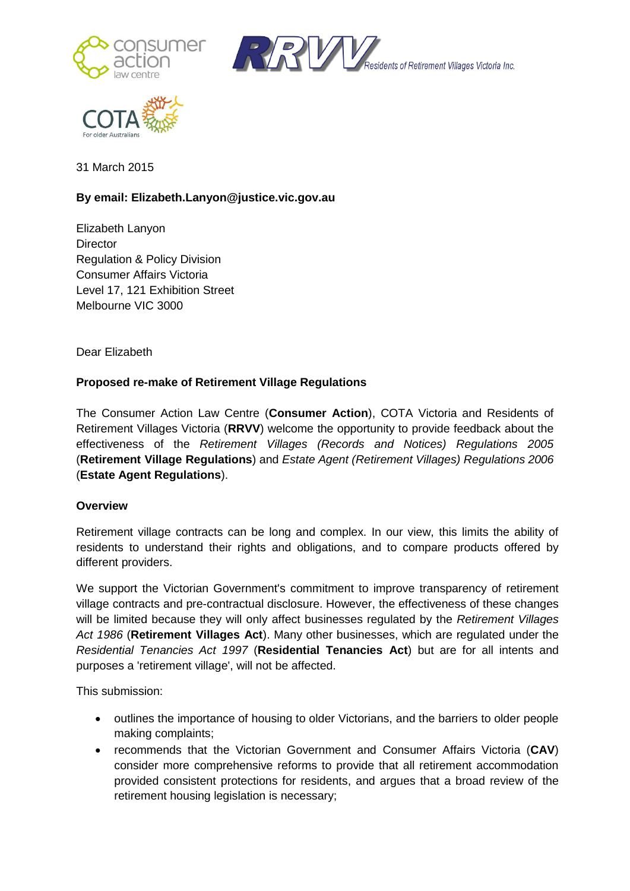31 March 2015

**By email: Elizabeth.Lanyon@justice.vic.gov.au**

Elizabeth Lanyon
Director
Regulation & Policy Division
Consumer Affairs Victoria
Level 17, 121 Exhibition Street
Melbourne VIC 3000

Dear Elizabeth

**Proposed re-make of Retirement Village Regulations**

The Consumer Action Law Centre (**Consumer Action**), COTA Victoria and Residents of Retirement Villages Victoria (**RRVV**) welcome the opportunity to provide feedback about the effectiveness of the *Retirement Villages (Records and Notices) Regulations 2005* (**Retirement Village Regulations**) and *Estate Agent (Retirement Villages) Regulations 2006* (**Estate Agent Regulations**).

**Overview**

Retirement village contracts can be long and complex. In our view, this limits the ability of residents to understand their rights and obligations, and to compare products offered by different providers.

We support the Victorian Government's commitment to improve transparency of retirement village contracts and pre-contractual disclosure. However, the effectiveness of these changes will be limited because they will only affect businesses regulated by the *Retirement Villages Act 1986* (**Retirement Villages Act**). Many other businesses, which are regulated under the *Residential Tenancies Act 1997* (**Residential Tenancies Act**) but are for all intents and purposes a 'retirement village', will not be affected.

This submission:

- outlines the importance of housing to older Victorians, and the barriers to older people making complaints;
- recommends that the Victorian Government and Consumer Affairs Victoria (**CAV**) consider more comprehensive reforms to provide that all retirement accommodation provided consistent protections for residents, and argues that a broad review of the retirement housing legislation is necessary;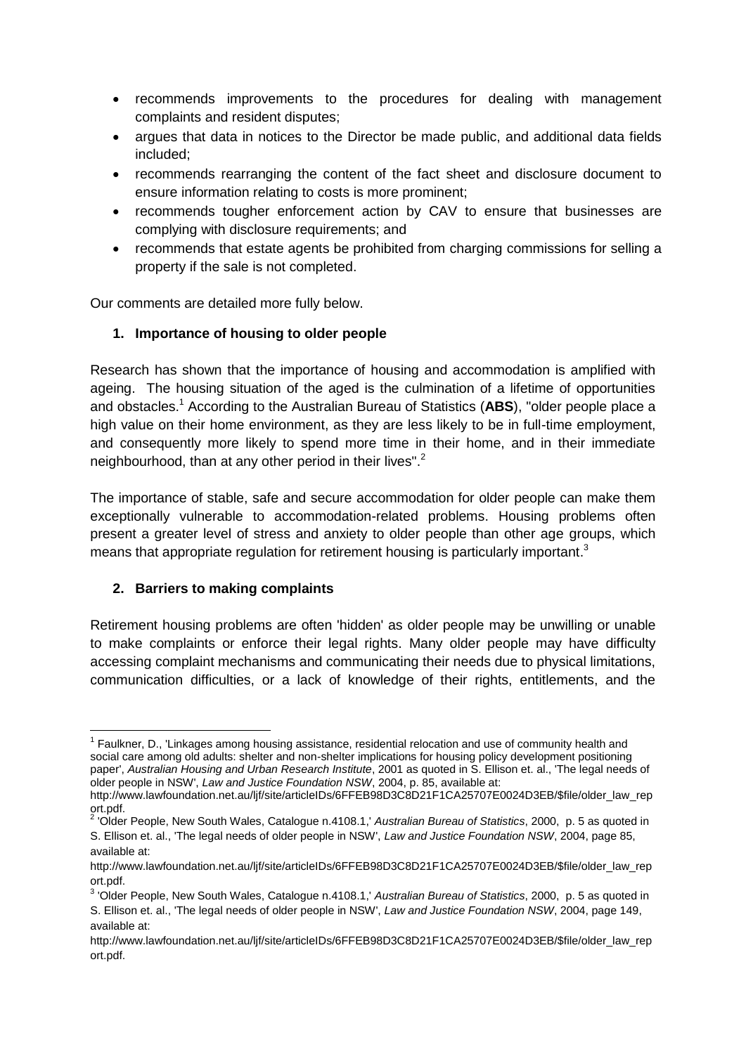- recommends improvements to the procedures for dealing with management complaints and resident disputes;
- argues that data in notices to the Director be made public, and additional data fields included;
- recommends rearranging the content of the fact sheet and disclosure document to ensure information relating to costs is more prominent;
- recommends tougher enforcement action by CAV to ensure that businesses are complying with disclosure requirements; and
- recommends that estate agents be prohibited from charging commissions for selling a property if the sale is not completed.

Our comments are detailed more fully below.

## 1. Importance of housing to older people

Research has shown that the importance of housing and accommodation is amplified with ageing. The housing situation of the aged is the culmination of a lifetime of opportunities and obstacles.[1] According to the Australian Bureau of Statistics (**ABS**), "older people place a high value on their home environment, as they are less likely to be in full-time employment, and consequently more likely to spend more time in their home, and in their immediate neighbourhood, than at any other period in their lives".[2]

The importance of stable, safe and secure accommodation for older people can make them exceptionally vulnerable to accommodation-related problems. Housing problems often present a greater level of stress and anxiety to older people than other age groups, which means that appropriate regulation for retirement housing is particularly important.[3]

## 2. Barriers to making complaints

Retirement housing problems are often 'hidden' as older people may be unwilling or unable to make complaints or enforce their legal rights. Many older people may have difficulty accessing complaint mechanisms and communicating their needs due to physical limitations, communication difficulties, or a lack of knowledge of their rights, entitlements, and the

---

[1] Faulkner, D., 'Linkages among housing assistance, residential relocation and use of community health and social care among old adults: shelter and non-shelter implications for housing policy development positioning paper', *Australian Housing and Urban Research Institute*, 2001 as quoted in S. Ellison et. al., 'The legal needs of older people in NSW', *Law and Justice Foundation NSW*, 2004, p. 85, available at: http://www.lawfoundation.net.au/ljf/site/articleIDs/6FFEB98D3C8D21F1CA25707E0024D3EB/$file/older_law_report.pdf.

[2] 'Older People, New South Wales, Catalogue n.4108.1,' *Australian Bureau of Statistics*, 2000, p. 5 as quoted in S. Ellison et. al., 'The legal needs of older people in NSW', *Law and Justice Foundation NSW*, 2004, page 85, available at: http://www.lawfoundation.net.au/ljf/site/articleIDs/6FFEB98D3C8D21F1CA25707E0024D3EB/$file/older_law_report.pdf.

[3] 'Older People, New South Wales, Catalogue n.4108.1,' *Australian Bureau of Statistics*, 2000, p. 5 as quoted in S. Ellison et. al., 'The legal needs of older people in NSW', *Law and Justice Foundation NSW*, 2004, page 149, available at: http://www.lawfoundation.net.au/ljf/site/articleIDs/6FFEB98D3C8D21F1CA25707E0024D3EB/$file/older_law_report.pdf.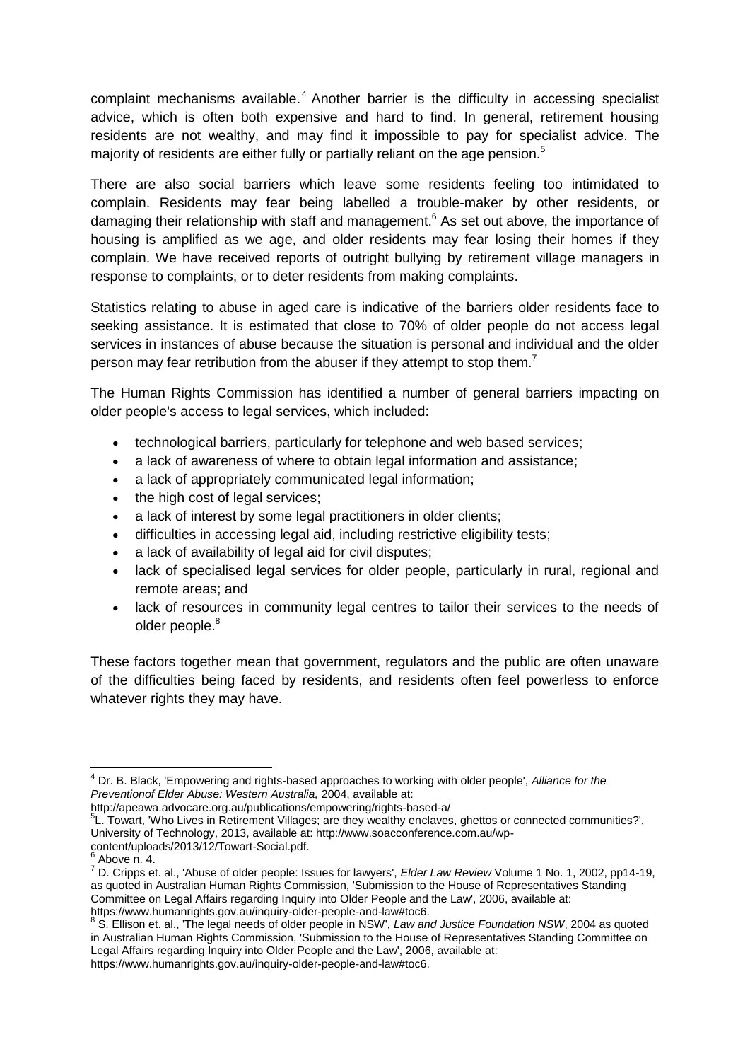complaint mechanisms available.[4] Another barrier is the difficulty in accessing specialist advice, which is often both expensive and hard to find. In general, retirement housing residents are not wealthy, and may find it impossible to pay for specialist advice. The majority of residents are either fully or partially reliant on the age pension.[5]

There are also social barriers which leave some residents feeling too intimidated to complain. Residents may fear being labelled a trouble-maker by other residents, or damaging their relationship with staff and management.[6] As set out above, the importance of housing is amplified as we age, and older residents may fear losing their homes if they complain. We have received reports of outright bullying by retirement village managers in response to complaints, or to deter residents from making complaints.

Statistics relating to abuse in aged care is indicative of the barriers older residents face to seeking assistance. It is estimated that close to 70% of older people do not access legal services in instances of abuse because the situation is personal and individual and the older person may fear retribution from the abuser if they attempt to stop them.[7]

The Human Rights Commission has identified a number of general barriers impacting on older people's access to legal services, which included:

- technological barriers, particularly for telephone and web based services;
- a lack of awareness of where to obtain legal information and assistance;
- a lack of appropriately communicated legal information;
- the high cost of legal services;
- a lack of interest by some legal practitioners in older clients;
- difficulties in accessing legal aid, including restrictive eligibility tests;
- a lack of availability of legal aid for civil disputes;
- lack of specialised legal services for older people, particularly in rural, regional and remote areas; and
- lack of resources in community legal centres to tailor their services to the needs of older people.[8]

These factors together mean that government, regulators and the public are often unaware of the difficulties being faced by residents, and residents often feel powerless to enforce whatever rights they may have.

---

[4] Dr. B. Black, 'Empowering and rights-based approaches to working with older people', *Alliance for the Preventionof Elder Abuse: Western Australia,* 2004, available at: http://apeawa.advocare.org.au/publications/empowering/rights-based-a/

[5] L. Towart, 'Who Lives in Retirement Villages; are they wealthy enclaves, ghettos or connected communities?', University of Technology, 2013, available at: http://www.soacconference.com.au/wp-content/uploads/2013/12/Towart-Social.pdf.

[6] Above n. 4.

[7] D. Cripps et. al., 'Abuse of older people: Issues for lawyers', *Elder Law Review* Volume 1 No. 1, 2002, pp14-19, as quoted in Australian Human Rights Commission, 'Submission to the House of Representatives Standing Committee on Legal Affairs regarding Inquiry into Older People and the Law', 2006, available at: https://www.humanrights.gov.au/inquiry-older-people-and-law#toc6.

[8] S. Ellison et. al., 'The legal needs of older people in NSW', *Law and Justice Foundation NSW*, 2004 as quoted in Australian Human Rights Commission, 'Submission to the House of Representatives Standing Committee on Legal Affairs regarding Inquiry into Older People and the Law', 2006, available at: https://www.humanrights.gov.au/inquiry-older-people-and-law#toc6.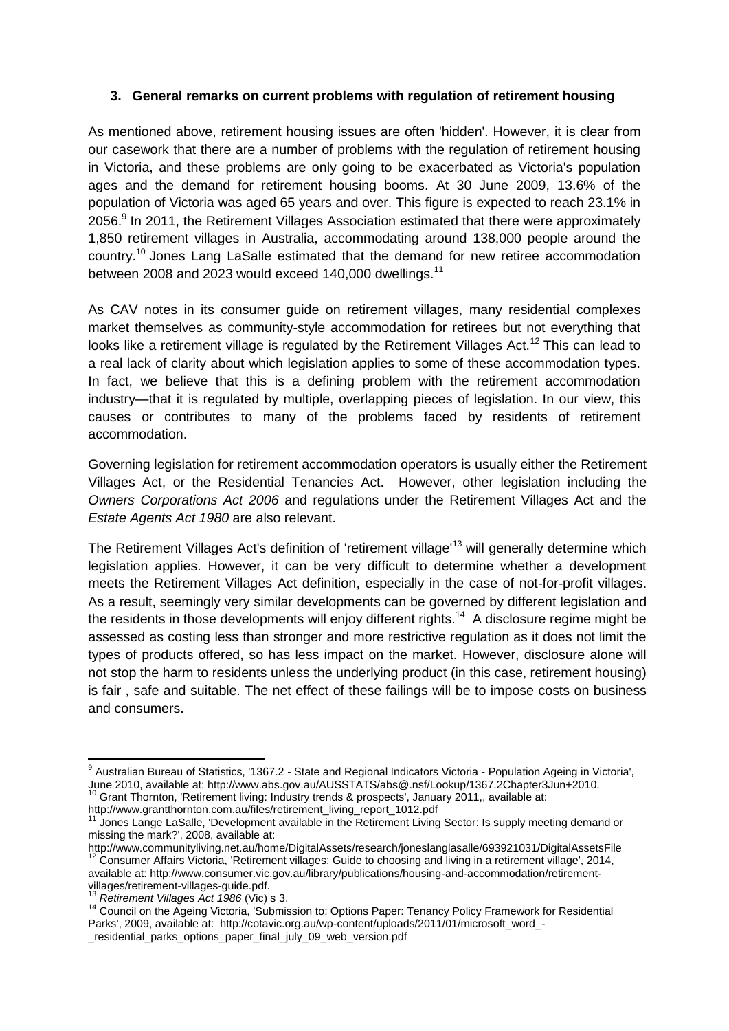### 3. General remarks on current problems with regulation of retirement housing

As mentioned above, retirement housing issues are often 'hidden'. However, it is clear from our casework that there are a number of problems with the regulation of retirement housing in Victoria, and these problems are only going to be exacerbated as Victoria's population ages and the demand for retirement housing booms. At 30 June 2009, 13.6% of the population of Victoria was aged 65 years and over. This figure is expected to reach 23.1% in 2056.[9] In 2011, the Retirement Villages Association estimated that there were approximately 1,850 retirement villages in Australia, accommodating around 138,000 people around the country.[10] Jones Lang LaSalle estimated that the demand for new retiree accommodation between 2008 and 2023 would exceed 140,000 dwellings.[11]

As CAV notes in its consumer guide on retirement villages, many residential complexes market themselves as community-style accommodation for retirees but not everything that looks like a retirement village is regulated by the Retirement Villages Act.[12] This can lead to a real lack of clarity about which legislation applies to some of these accommodation types. In fact, we believe that this is a defining problem with the retirement accommodation industry—that it is regulated by multiple, overlapping pieces of legislation. In our view, this causes or contributes to many of the problems faced by residents of retirement accommodation.

Governing legislation for retirement accommodation operators is usually either the Retirement Villages Act, or the Residential Tenancies Act. However, other legislation including the *Owners Corporations Act 2006* and regulations under the Retirement Villages Act and the *Estate Agents Act 1980* are also relevant.

The Retirement Villages Act's definition of 'retirement village'[13] will generally determine which legislation applies. However, it can be very difficult to determine whether a development meets the Retirement Villages Act definition, especially in the case of not-for-profit villages. As a result, seemingly very similar developments can be governed by different legislation and the residents in those developments will enjoy different rights.[14] A disclosure regime might be assessed as costing less than stronger and more restrictive regulation as it does not limit the types of products offered, so has less impact on the market. However, disclosure alone will not stop the harm to residents unless the underlying product (in this case, retirement housing) is fair , safe and suitable. The net effect of these failings will be to impose costs on business and consumers.

---

[9] Australian Bureau of Statistics, '1367.2 - State and Regional Indicators Victoria - Population Ageing in Victoria', June 2010, available at: http://www.abs.gov.au/AUSSTATS/abs@.nsf/Lookup/1367.2Chapter3Jun+2010.

[10] Grant Thornton, 'Retirement living: Industry trends & prospects', January 2011,, available at: http://www.grantthornton.com.au/files/retirement_living_report_1012.pdf

[11] Jones Lange LaSalle, 'Development available in the Retirement Living Sector: Is supply meeting demand or missing the mark?', 2008, available at: http://www.communityliving.net.au/home/DigitalAssets/research/joneslanglasalle/693921031/DigitalAssetsFile

[12] Consumer Affairs Victoria, 'Retirement villages: Guide to choosing and living in a retirement village', 2014, available at: http://www.consumer.vic.gov.au/library/publications/housing-and-accommodation/retirement-villages/retirement-villages-guide.pdf.

[13] *Retirement Villages Act 1986* (Vic) s 3.

[14] Council on the Ageing Victoria, 'Submission to: Options Paper: Tenancy Policy Framework for Residential Parks', 2009, available at: http://cotavic.org.au/wp-content/uploads/2011/01/microsoft_word_-_residential_parks_options_paper_final_july_09_web_version.pdf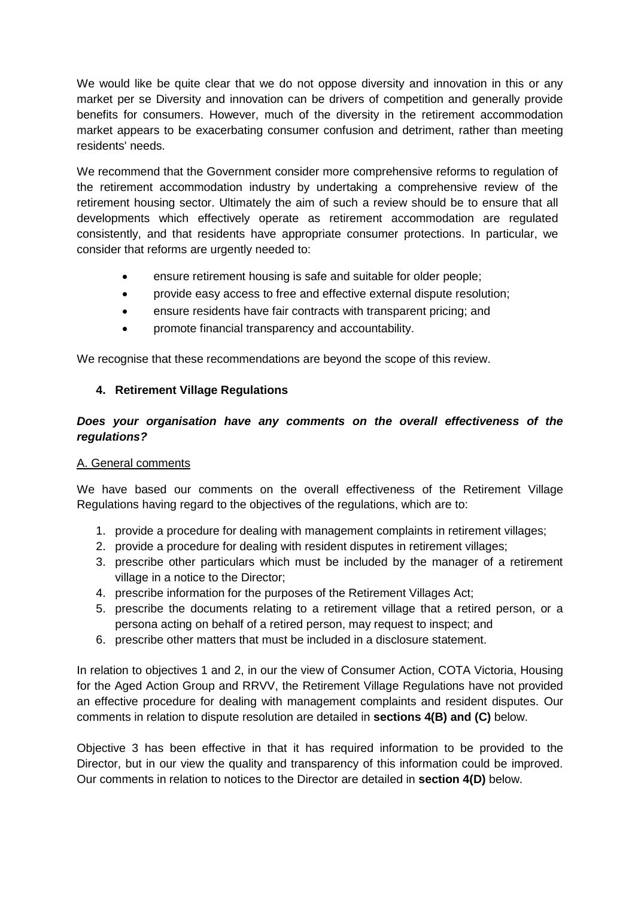We would like be quite clear that we do not oppose diversity and innovation in this or any market per se Diversity and innovation can be drivers of competition and generally provide benefits for consumers. However, much of the diversity in the retirement accommodation market appears to be exacerbating consumer confusion and detriment, rather than meeting residents' needs.

We recommend that the Government consider more comprehensive reforms to regulation of the retirement accommodation industry by undertaking a comprehensive review of the retirement housing sector. Ultimately the aim of such a review should be to ensure that all developments which effectively operate as retirement accommodation are regulated consistently, and that residents have appropriate consumer protections. In particular, we consider that reforms are urgently needed to:

- ensure retirement housing is safe and suitable for older people;
- provide easy access to free and effective external dispute resolution;
- ensure residents have fair contracts with transparent pricing; and
- promote financial transparency and accountability.

We recognise that these recommendations are beyond the scope of this review.

## 4. Retirement Village Regulations

***Does your organisation have any comments on the overall effectiveness of the regulations?***

A. General comments

We have based our comments on the overall effectiveness of the Retirement Village Regulations having regard to the objectives of the regulations, which are to:

1. provide a procedure for dealing with management complaints in retirement villages;
2. provide a procedure for dealing with resident disputes in retirement villages;
3. prescribe other particulars which must be included by the manager of a retirement village in a notice to the Director;
4. prescribe information for the purposes of the Retirement Villages Act;
5. prescribe the documents relating to a retirement village that a retired person, or a persona acting on behalf of a retired person, may request to inspect; and
6. prescribe other matters that must be included in a disclosure statement.

In relation to objectives 1 and 2, in our the view of Consumer Action, COTA Victoria, Housing for the Aged Action Group and RRVV, the Retirement Village Regulations have not provided an effective procedure for dealing with management complaints and resident disputes. Our comments in relation to dispute resolution are detailed in **sections 4(B) and (C)** below.

Objective 3 has been effective in that it has required information to be provided to the Director, but in our view the quality and transparency of this information could be improved. Our comments in relation to notices to the Director are detailed in **section 4(D)** below.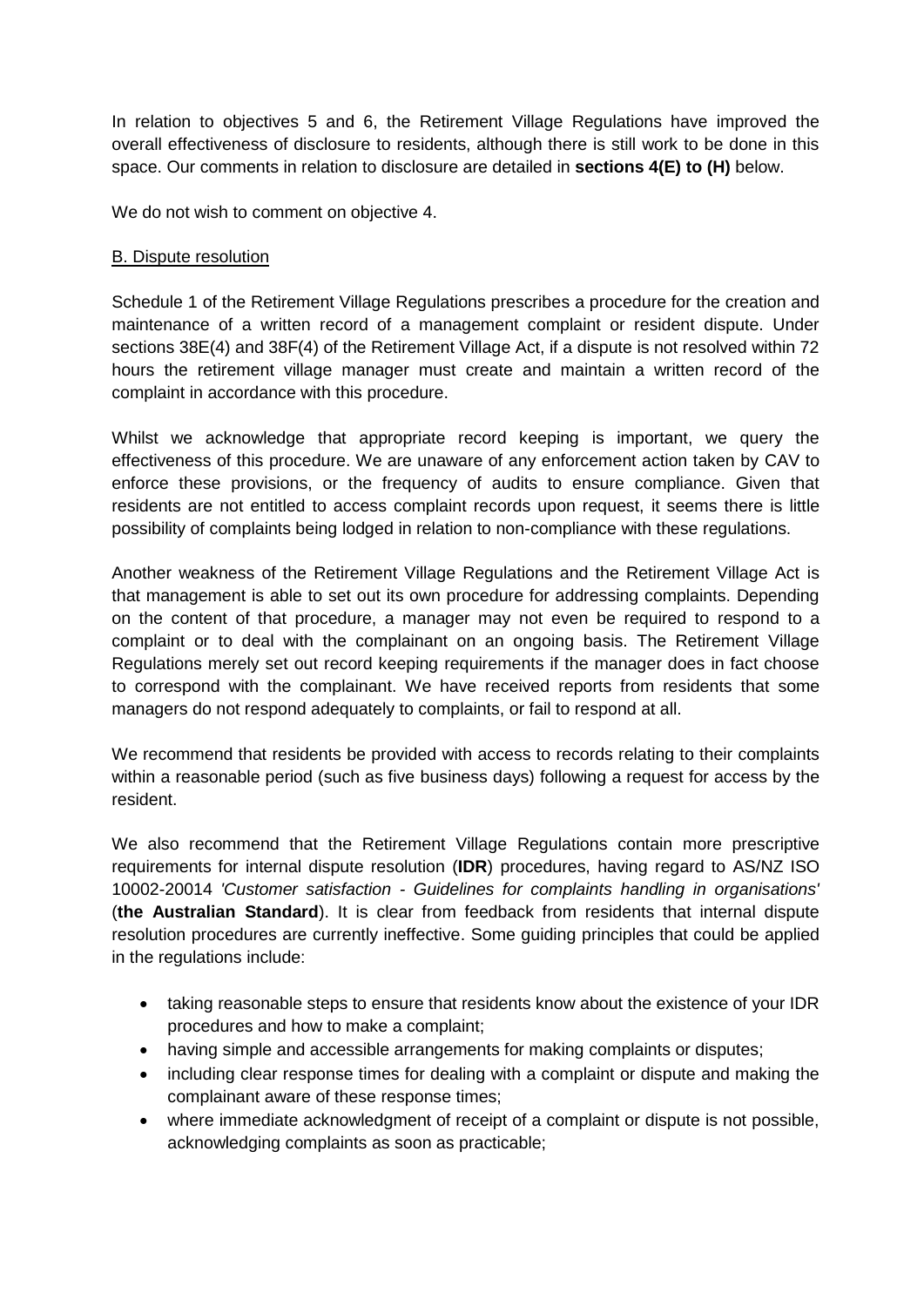In relation to objectives 5 and 6, the Retirement Village Regulations have improved the overall effectiveness of disclosure to residents, although there is still work to be done in this space. Our comments in relation to disclosure are detailed in **sections 4(E) to (H)** below.

We do not wish to comment on objective 4.

B. Dispute resolution

Schedule 1 of the Retirement Village Regulations prescribes a procedure for the creation and maintenance of a written record of a management complaint or resident dispute. Under sections 38E(4) and 38F(4) of the Retirement Village Act, if a dispute is not resolved within 72 hours the retirement village manager must create and maintain a written record of the complaint in accordance with this procedure.

Whilst we acknowledge that appropriate record keeping is important, we query the effectiveness of this procedure. We are unaware of any enforcement action taken by CAV to enforce these provisions, or the frequency of audits to ensure compliance. Given that residents are not entitled to access complaint records upon request, it seems there is little possibility of complaints being lodged in relation to non-compliance with these regulations.

Another weakness of the Retirement Village Regulations and the Retirement Village Act is that management is able to set out its own procedure for addressing complaints. Depending on the content of that procedure, a manager may not even be required to respond to a complaint or to deal with the complainant on an ongoing basis. The Retirement Village Regulations merely set out record keeping requirements if the manager does in fact choose to correspond with the complainant. We have received reports from residents that some managers do not respond adequately to complaints, or fail to respond at all.

We recommend that residents be provided with access to records relating to their complaints within a reasonable period (such as five business days) following a request for access by the resident.

We also recommend that the Retirement Village Regulations contain more prescriptive requirements for internal dispute resolution (**IDR**) procedures, having regard to AS/NZ ISO 10002-20014 *'Customer satisfaction - Guidelines for complaints handling in organisations'* (**the Australian Standard**). It is clear from feedback from residents that internal dispute resolution procedures are currently ineffective. Some guiding principles that could be applied in the regulations include:

- taking reasonable steps to ensure that residents know about the existence of your IDR procedures and how to make a complaint;
- having simple and accessible arrangements for making complaints or disputes;
- including clear response times for dealing with a complaint or dispute and making the complainant aware of these response times;
- where immediate acknowledgment of receipt of a complaint or dispute is not possible, acknowledging complaints as soon as practicable;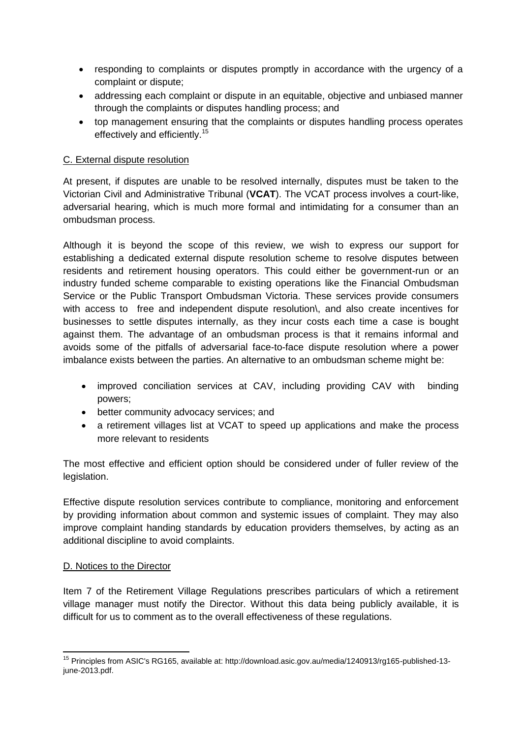- responding to complaints or disputes promptly in accordance with the urgency of a complaint or dispute;
- addressing each complaint or dispute in an equitable, objective and unbiased manner through the complaints or disputes handling process; and
- top management ensuring that the complaints or disputes handling process operates effectively and efficiently.[15]

C. External dispute resolution

At present, if disputes are unable to be resolved internally, disputes must be taken to the Victorian Civil and Administrative Tribunal (**VCAT**). The VCAT process involves a court-like, adversarial hearing, which is much more formal and intimidating for a consumer than an ombudsman process.

Although it is beyond the scope of this review, we wish to express our support for establishing a dedicated external dispute resolution scheme to resolve disputes between residents and retirement housing operators. This could either be government-run or an industry funded scheme comparable to existing operations like the Financial Ombudsman Service or the Public Transport Ombudsman Victoria. These services provide consumers with access to free and independent dispute resolution\, and also create incentives for businesses to settle disputes internally, as they incur costs each time a case is bought against them. The advantage of an ombudsman process is that it remains informal and avoids some of the pitfalls of adversarial face-to-face dispute resolution where a power imbalance exists between the parties. An alternative to an ombudsman scheme might be:

- improved conciliation services at CAV, including providing CAV with binding powers;
- better community advocacy services; and
- a retirement villages list at VCAT to speed up applications and make the process more relevant to residents

The most effective and efficient option should be considered under of fuller review of the legislation.

Effective dispute resolution services contribute to compliance, monitoring and enforcement by providing information about common and systemic issues of complaint. They may also improve complaint handing standards by education providers themselves, by acting as an additional discipline to avoid complaints.

D. Notices to the Director

Item 7 of the Retirement Village Regulations prescribes particulars of which a retirement village manager must notify the Director. Without this data being publicly available, it is difficult for us to comment as to the overall effectiveness of these regulations.

---

[15] Principles from ASIC's RG165, available at: http://download.asic.gov.au/media/1240913/rg165-published-13-june-2013.pdf.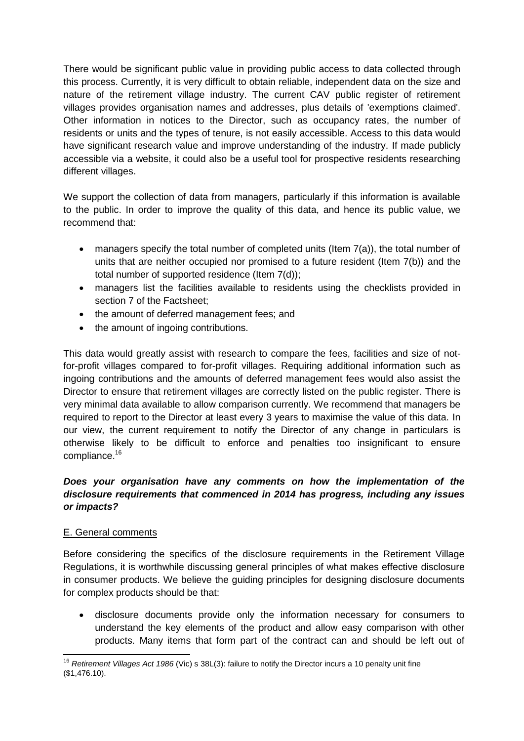There would be significant public value in providing public access to data collected through this process. Currently, it is very difficult to obtain reliable, independent data on the size and nature of the retirement village industry. The current CAV public register of retirement villages provides organisation names and addresses, plus details of 'exemptions claimed'. Other information in notices to the Director, such as occupancy rates, the number of residents or units and the types of tenure, is not easily accessible. Access to this data would have significant research value and improve understanding of the industry. If made publicly accessible via a website, it could also be a useful tool for prospective residents researching different villages.

We support the collection of data from managers, particularly if this information is available to the public. In order to improve the quality of this data, and hence its public value, we recommend that:

- managers specify the total number of completed units (Item 7(a)), the total number of units that are neither occupied nor promised to a future resident (Item 7(b)) and the total number of supported residence (Item 7(d));
- managers list the facilities available to residents using the checklists provided in section 7 of the Factsheet;
- the amount of deferred management fees; and
- the amount of ingoing contributions.

This data would greatly assist with research to compare the fees, facilities and size of not-for-profit villages compared to for-profit villages. Requiring additional information such as ingoing contributions and the amounts of deferred management fees would also assist the Director to ensure that retirement villages are correctly listed on the public register. There is very minimal data available to allow comparison currently. We recommend that managers be required to report to the Director at least every 3 years to maximise the value of this data. In our view, the current requirement to notify the Director of any change in particulars is otherwise likely to be difficult to enforce and penalties too insignificant to ensure compliance.[16]

***Does your organisation have any comments on how the implementation of the disclosure requirements that commenced in 2014 has progress, including any issues or impacts?***

E. General comments

Before considering the specifics of the disclosure requirements in the Retirement Village Regulations, it is worthwhile discussing general principles of what makes effective disclosure in consumer products. We believe the guiding principles for designing disclosure documents for complex products should be that:

- disclosure documents provide only the information necessary for consumers to understand the key elements of the product and allow easy comparison with other products. Many items that form part of the contract can and should be left out of

[16] *Retirement Villages Act 1986* (Vic) s 38L(3): failure to notify the Director incurs a 10 penalty unit fine ($1,476.10).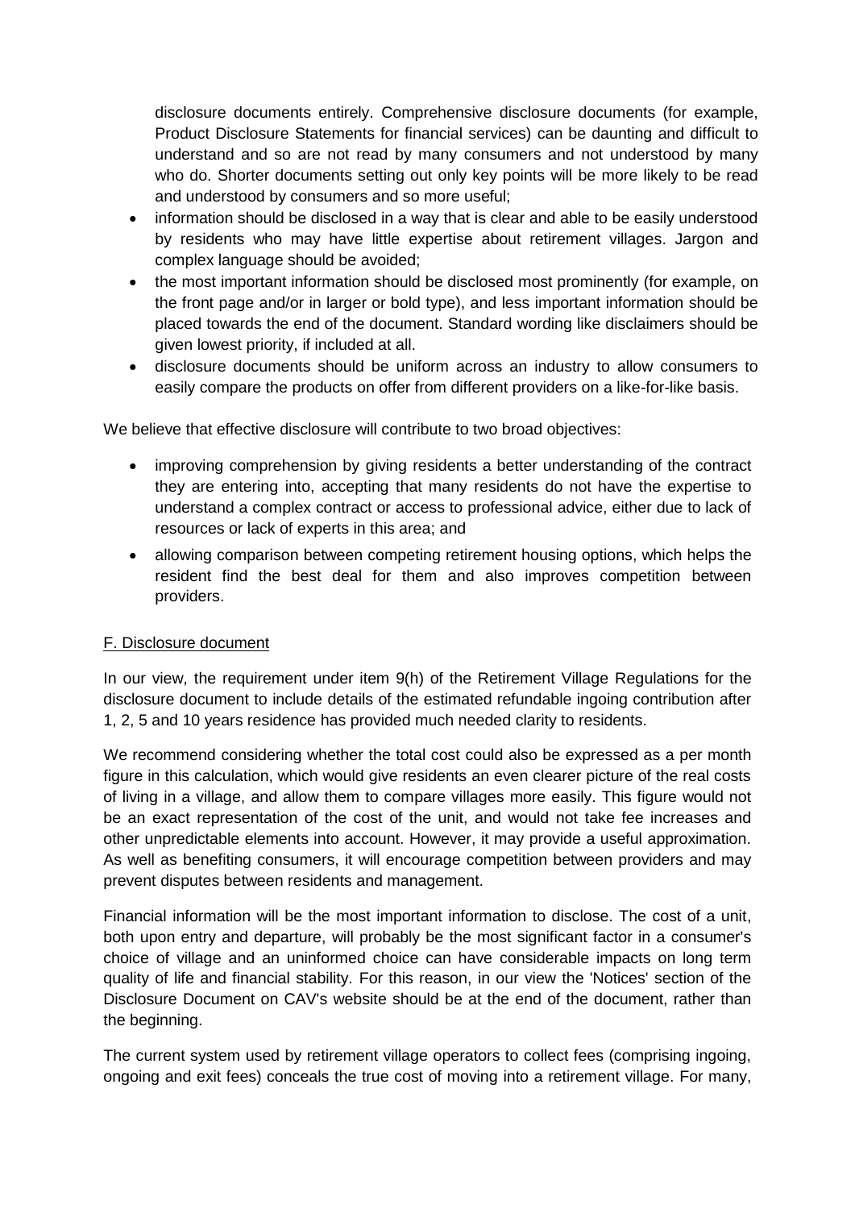disclosure documents entirely. Comprehensive disclosure documents (for example, Product Disclosure Statements for financial services) can be daunting and difficult to understand and so are not read by many consumers and not understood by many who do. Shorter documents setting out only key points will be more likely to be read and understood by consumers and so more useful;

- information should be disclosed in a way that is clear and able to be easily understood by residents who may have little expertise about retirement villages. Jargon and complex language should be avoided;
- the most important information should be disclosed most prominently (for example, on the front page and/or in larger or bold type), and less important information should be placed towards the end of the document. Standard wording like disclaimers should be given lowest priority, if included at all.
- disclosure documents should be uniform across an industry to allow consumers to easily compare the products on offer from different providers on a like-for-like basis.

We believe that effective disclosure will contribute to two broad objectives:

- improving comprehension by giving residents a better understanding of the contract they are entering into, accepting that many residents do not have the expertise to understand a complex contract or access to professional advice, either due to lack of resources or lack of experts in this area; and
- allowing comparison between competing retirement housing options, which helps the resident find the best deal for them and also improves competition between providers.

F. Disclosure document

In our view, the requirement under item 9(h) of the Retirement Village Regulations for the disclosure document to include details of the estimated refundable ingoing contribution after 1, 2, 5 and 10 years residence has provided much needed clarity to residents.

We recommend considering whether the total cost could also be expressed as a per month figure in this calculation, which would give residents an even clearer picture of the real costs of living in a village, and allow them to compare villages more easily. This figure would not be an exact representation of the cost of the unit, and would not take fee increases and other unpredictable elements into account. However, it may provide a useful approximation. As well as benefiting consumers, it will encourage competition between providers and may prevent disputes between residents and management.

Financial information will be the most important information to disclose. The cost of a unit, both upon entry and departure, will probably be the most significant factor in a consumer's choice of village and an uninformed choice can have considerable impacts on long term quality of life and financial stability. For this reason, in our view the 'Notices' section of the Disclosure Document on CAV's website should be at the end of the document, rather than the beginning.

The current system used by retirement village operators to collect fees (comprising ingoing, ongoing and exit fees) conceals the true cost of moving into a retirement village. For many,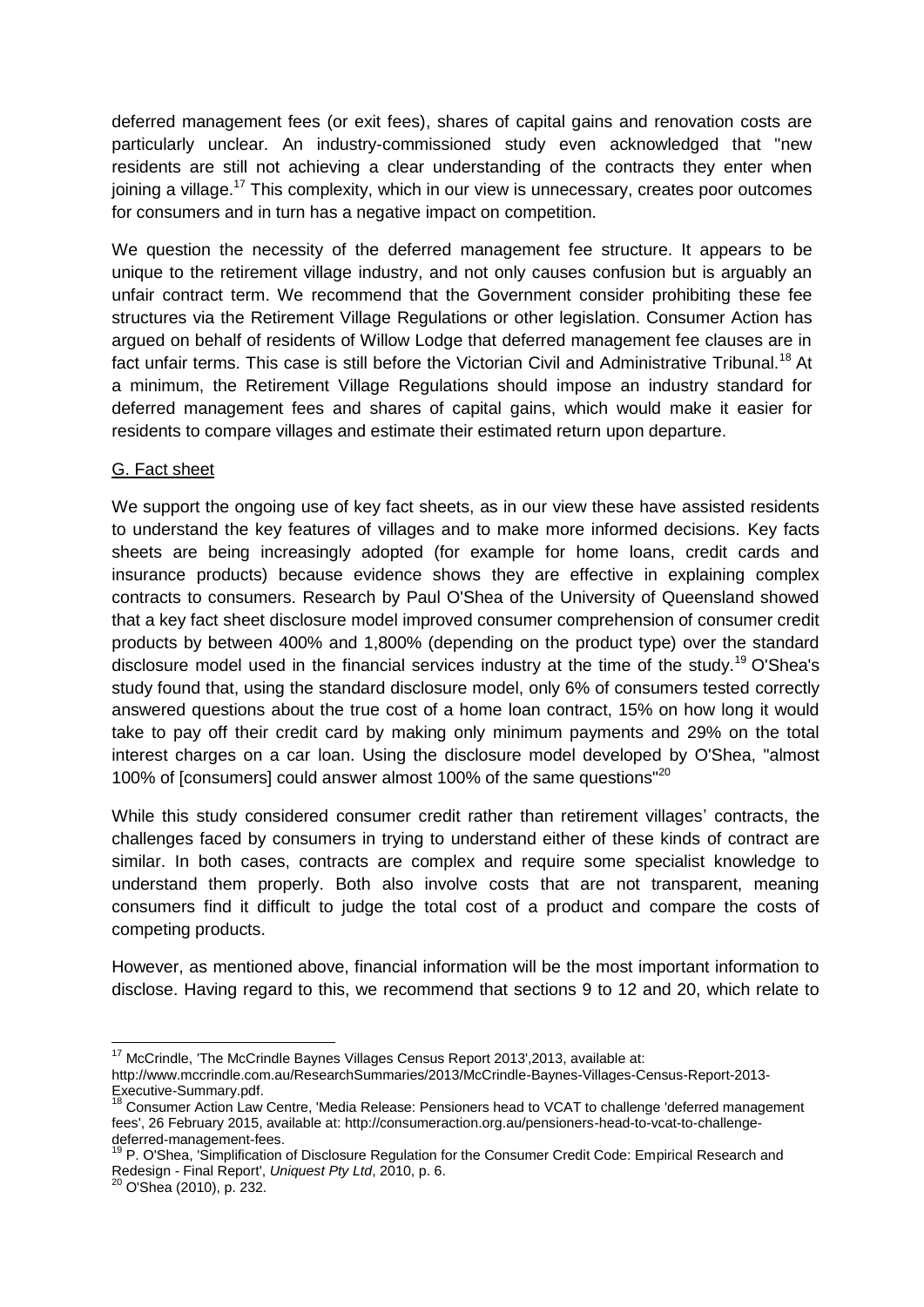deferred management fees (or exit fees), shares of capital gains and renovation costs are particularly unclear. An industry-commissioned study even acknowledged that "new residents are still not achieving a clear understanding of the contracts they enter when joining a village.[17] This complexity, which in our view is unnecessary, creates poor outcomes for consumers and in turn has a negative impact on competition.

We question the necessity of the deferred management fee structure. It appears to be unique to the retirement village industry, and not only causes confusion but is arguably an unfair contract term. We recommend that the Government consider prohibiting these fee structures via the Retirement Village Regulations or other legislation. Consumer Action has argued on behalf of residents of Willow Lodge that deferred management fee clauses are in fact unfair terms. This case is still before the Victorian Civil and Administrative Tribunal.[18] At a minimum, the Retirement Village Regulations should impose an industry standard for deferred management fees and shares of capital gains, which would make it easier for residents to compare villages and estimate their estimated return upon departure.

G. Fact sheet

We support the ongoing use of key fact sheets, as in our view these have assisted residents to understand the key features of villages and to make more informed decisions. Key facts sheets are being increasingly adopted (for example for home loans, credit cards and insurance products) because evidence shows they are effective in explaining complex contracts to consumers. Research by Paul O'Shea of the University of Queensland showed that a key fact sheet disclosure model improved consumer comprehension of consumer credit products by between 400% and 1,800% (depending on the product type) over the standard disclosure model used in the financial services industry at the time of the study.[19] O'Shea's study found that, using the standard disclosure model, only 6% of consumers tested correctly answered questions about the true cost of a home loan contract, 15% on how long it would take to pay off their credit card by making only minimum payments and 29% on the total interest charges on a car loan. Using the disclosure model developed by O'Shea, "almost 100% of [consumers] could answer almost 100% of the same questions"[20]

While this study considered consumer credit rather than retirement villages' contracts, the challenges faced by consumers in trying to understand either of these kinds of contract are similar. In both cases, contracts are complex and require some specialist knowledge to understand them properly. Both also involve costs that are not transparent, meaning consumers find it difficult to judge the total cost of a product and compare the costs of competing products.

However, as mentioned above, financial information will be the most important information to disclose. Having regard to this, we recommend that sections 9 to 12 and 20, which relate to

---

[17] McCrindle, 'The McCrindle Baynes Villages Census Report 2013',2013, available at: http://www.mccrindle.com.au/ResearchSummaries/2013/McCrindle-Baynes-Villages-Census-Report-2013-Executive-Summary.pdf.

[18] Consumer Action Law Centre, 'Media Release: Pensioners head to VCAT to challenge 'deferred management fees', 26 February 2015, available at: http://consumeraction.org.au/pensioners-head-to-vcat-to-challenge-deferred-management-fees.

[19] P. O'Shea, 'Simplification of Disclosure Regulation for the Consumer Credit Code: Empirical Research and Redesign - Final Report', *Uniquest Pty Ltd*, 2010, p. 6.

[20] O'Shea (2010), p. 232.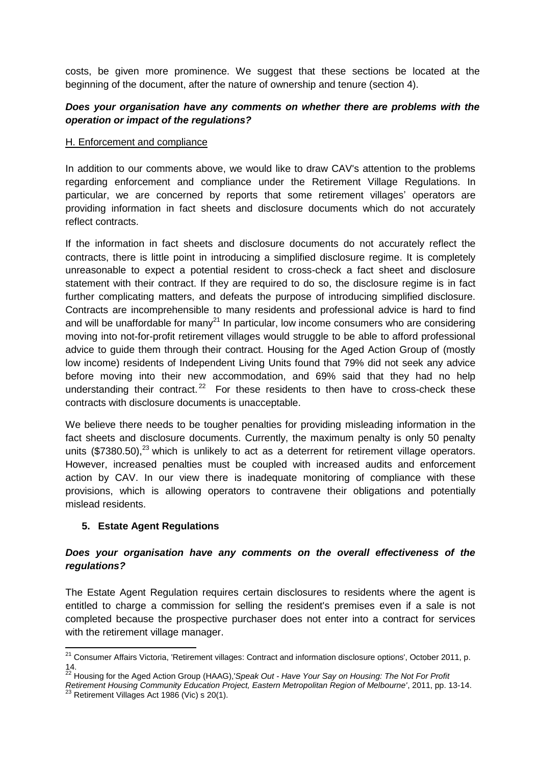costs, be given more prominence. We suggest that these sections be located at the beginning of the document, after the nature of ownership and tenure (section 4).

***Does your organisation have any comments on whether there are problems with the operation or impact of the regulations?***

H. Enforcement and compliance

In addition to our comments above, we would like to draw CAV's attention to the problems regarding enforcement and compliance under the Retirement Village Regulations. In particular, we are concerned by reports that some retirement villages' operators are providing information in fact sheets and disclosure documents which do not accurately reflect contracts.

If the information in fact sheets and disclosure documents do not accurately reflect the contracts, there is little point in introducing a simplified disclosure regime. It is completely unreasonable to expect a potential resident to cross-check a fact sheet and disclosure statement with their contract. If they are required to do so, the disclosure regime is in fact further complicating matters, and defeats the purpose of introducing simplified disclosure. Contracts are incomprehensible to many residents and professional advice is hard to find and will be unaffordable for many[21] In particular, low income consumers who are considering moving into not-for-profit retirement villages would struggle to be able to afford professional advice to guide them through their contract. Housing for the Aged Action Group of (mostly low income) residents of Independent Living Units found that 79% did not seek any advice before moving into their new accommodation, and 69% said that they had no help understanding their contract.[22] For these residents to then have to cross-check these contracts with disclosure documents is unacceptable.

We believe there needs to be tougher penalties for providing misleading information in the fact sheets and disclosure documents. Currently, the maximum penalty is only 50 penalty units ($7380.50),[23] which is unlikely to act as a deterrent for retirement village operators. However, increased penalties must be coupled with increased audits and enforcement action by CAV. In our view there is inadequate monitoring of compliance with these provisions, which is allowing operators to contravene their obligations and potentially mislead residents.

## 5. Estate Agent Regulations

***Does your organisation have any comments on the overall effectiveness of the regulations?***

The Estate Agent Regulation requires certain disclosures to residents where the agent is entitled to charge a commission for selling the resident's premises even if a sale is not completed because the prospective purchaser does not enter into a contract for services with the retirement village manager.

---

[21] Consumer Affairs Victoria, 'Retirement villages: Contract and information disclosure options', October 2011, p. 14.

[22] Housing for the Aged Action Group (HAAG),'*Speak Out - Have Your Say on Housing: The Not For Profit Retirement Housing Community Education Project, Eastern Metropolitan Region of Melbourne*', 2011, pp. 13-14.

[23] Retirement Villages Act 1986 (Vic) s 20(1).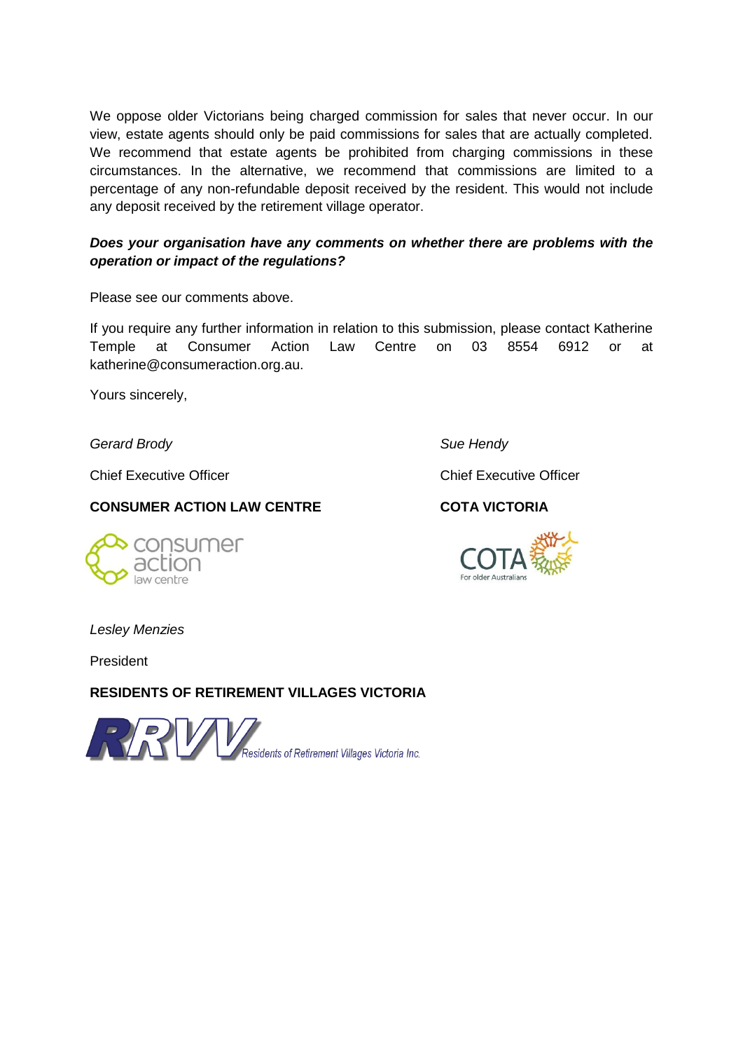We oppose older Victorians being charged commission for sales that never occur. In our view, estate agents should only be paid commissions for sales that are actually completed. We recommend that estate agents be prohibited from charging commissions in these circumstances. In the alternative, we recommend that commissions are limited to a percentage of any non-refundable deposit received by the resident. This would not include any deposit received by the retirement village operator.

***Does your organisation have any comments on whether there are problems with the operation or impact of the regulations?***

Please see our comments above.

If you require any further information in relation to this submission, please contact Katherine Temple at Consumer Action Law Centre on 03 8554 6912 or at katherine@consumeraction.org.au.

Yours sincerely,

*Gerard Brody*

Chief Executive Officer

**CONSUMER ACTION LAW CENTRE**

*Sue Hendy*

Chief Executive Officer

**COTA VICTORIA**

*Lesley Menzies*

President

**RESIDENTS OF RETIREMENT VILLAGES VICTORIA**